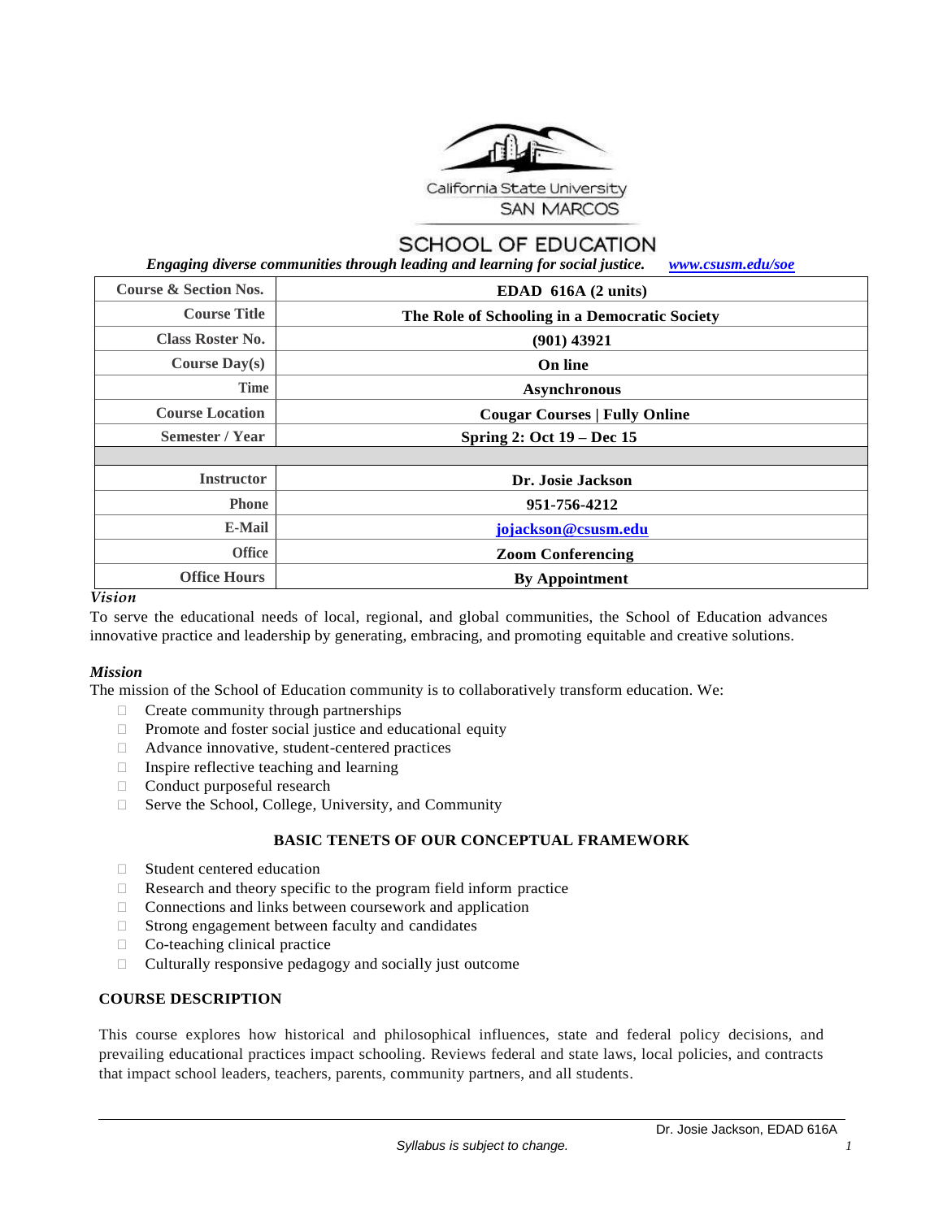California State University
SAN MARCOS

# SCHOOL OF EDUCATION

***Engaging diverse communities through leading and learning for social justice.*** [***www.csusm.edu/soe***](http://www.csusm.edu/soe)

| | |
|---|---|
| **Course & Section Nos.** | **EDAD 616A (2 units)** |
| **Course Title** | **The Role of Schooling in a Democratic Society** |
| **Class Roster No.** | **(901) 43921** |
| **Course Day(s)** | **On line** |
| **Time** | **Asynchronous** |
| **Course Location** | **Cougar Courses \| Fully Online** |
| **Semester / Year** | **Spring 2: Oct 19 – Dec 15** |
| | |
| **Instructor** | **Dr. Josie Jackson** |
| **Phone** | **951-756-4212** |
| **E-Mail** | [**jojackson@csusm.edu**](mailto:jojackson@csusm.edu) |
| **Office** | **Zoom Conferencing** |
| **Office Hours** | **By Appointment** |

### *Vision*

To serve the educational needs of local, regional, and global communities, the School of Education advances innovative practice and leadership by generating, embracing, and promoting equitable and creative solutions.

### *Mission*

The mission of the School of Education community is to collaboratively transform education. We:

- Create community through partnerships
- Promote and foster social justice and educational equity
- Advance innovative, student-centered practices
- Inspire reflective teaching and learning
- Conduct purposeful research
- Serve the School, College, University, and Community

## BASIC TENETS OF OUR CONCEPTUAL FRAMEWORK

- Student centered education
- Research and theory specific to the program field inform practice
- Connections and links between coursework and application
- Strong engagement between faculty and candidates
- Co-teaching clinical practice
- Culturally responsive pedagogy and socially just outcome

## COURSE DESCRIPTION

This course explores how historical and philosophical influences, state and federal policy decisions, and prevailing educational practices impact schooling. Reviews federal and state laws, local policies, and contracts that impact school leaders, teachers, parents, community partners, and all students.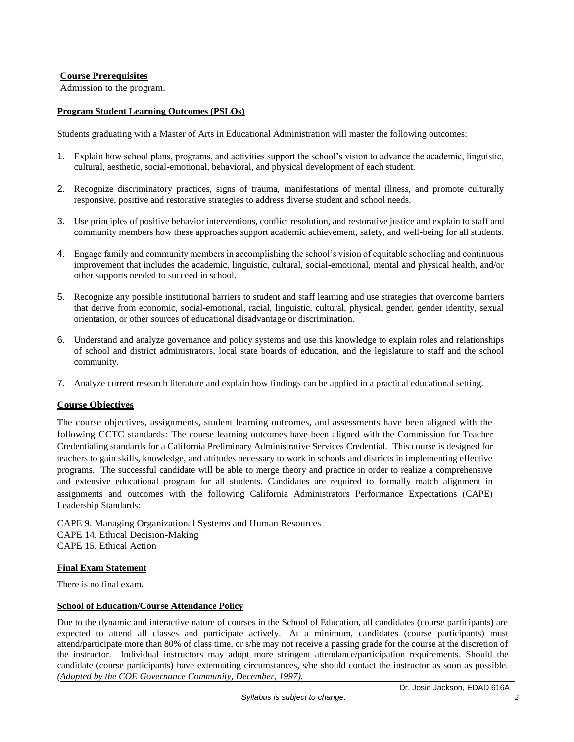## Course Prerequisites

Admission to the program.

## Program Student Learning Outcomes (PSLOs)

Students graduating with a Master of Arts in Educational Administration will master the following outcomes:

1. Explain how school plans, programs, and activities support the school's vision to advance the academic, linguistic, cultural, aesthetic, social-emotional, behavioral, and physical development of each student.
2. Recognize discriminatory practices, signs of trauma, manifestations of mental illness, and promote culturally responsive, positive and restorative strategies to address diverse student and school needs.
3. Use principles of positive behavior interventions, conflict resolution, and restorative justice and explain to staff and community members how these approaches support academic achievement, safety, and well-being for all students.
4. Engage family and community members in accomplishing the school's vision of equitable schooling and continuous improvement that includes the academic, linguistic, cultural, social-emotional, mental and physical health, and/or other supports needed to succeed in school.
5. Recognize any possible institutional barriers to student and staff learning and use strategies that overcome barriers that derive from economic, social-emotional, racial, linguistic, cultural, physical, gender, gender identity, sexual orientation, or other sources of educational disadvantage or discrimination.
6. Understand and analyze governance and policy systems and use this knowledge to explain roles and relationships of school and district administrators, local state boards of education, and the legislature to staff and the school community.
7. Analyze current research literature and explain how findings can be applied in a practical educational setting.

## Course Objectives

The course objectives, assignments, student learning outcomes, and assessments have been aligned with the following CCTC standards: The course learning outcomes have been aligned with the Commission for Teacher Credentialing standards for a California Preliminary Administrative Services Credential. This course is designed for teachers to gain skills, knowledge, and attitudes necessary to work in schools and districts in implementing effective programs. The successful candidate will be able to merge theory and practice in order to realize a comprehensive and extensive educational program for all students. Candidates are required to formally match alignment in assignments and outcomes with the following California Administrators Performance Expectations (CAPE) Leadership Standards:

CAPE 9. Managing Organizational Systems and Human Resources
CAPE 14. Ethical Decision-Making
CAPE 15. Ethical Action

## Final Exam Statement

There is no final exam.

## School of Education/Course Attendance Policy

Due to the dynamic and interactive nature of courses in the School of Education, all candidates (course participants) are expected to attend all classes and participate actively. At a minimum, candidates (course participants) must attend/participate more than 80% of class time, or s/he may not receive a passing grade for the course at the discretion of the instructor. Individual instructors may adopt more stringent attendance/participation requirements. Should the candidate (course participants) have extenuating circumstances, s/he should contact the instructor as soon as possible. *(Adopted by the COE Governance Community, December, 1997).*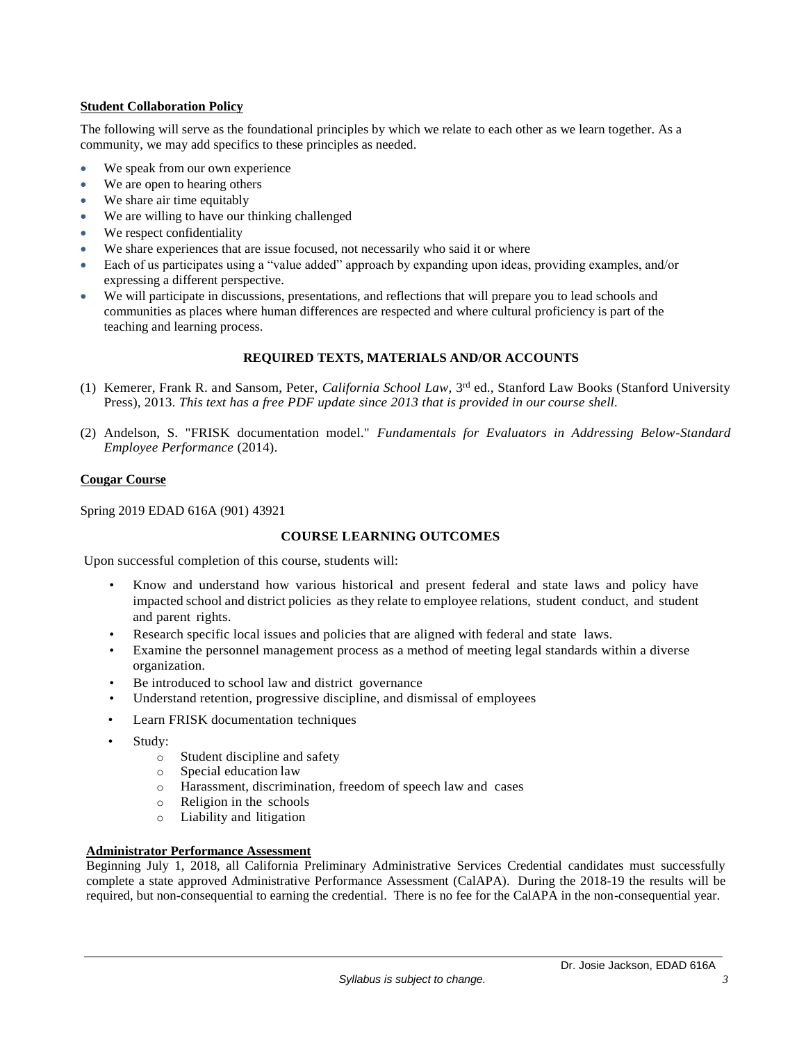**Student Collaboration Policy**

The following will serve as the foundational principles by which we relate to each other as we learn together. As a community, we may add specifics to these principles as needed.

- We speak from our own experience
- We are open to hearing others
- We share air time equitably
- We are willing to have our thinking challenged
- We respect confidentiality
- We share experiences that are issue focused, not necessarily who said it or where
- Each of us participates using a "value added" approach by expanding upon ideas, providing examples, and/or expressing a different perspective.
- We will participate in discussions, presentations, and reflections that will prepare you to lead schools and communities as places where human differences are respected and where cultural proficiency is part of the teaching and learning process.

## REQUIRED TEXTS, MATERIALS AND/OR ACCOUNTS

(1) Kemerer, Frank R. and Sansom, Peter, *California School Law,* 3rd ed., Stanford Law Books (Stanford University Press), 2013. *This text has a free PDF update since 2013 that is provided in our course shell.*

(2) Andelson, S. "FRISK documentation model." *Fundamentals for Evaluators in Addressing Below-Standard Employee Performance* (2014).

**Cougar Course**

Spring 2019 EDAD 616A (901) 43921

## COURSE LEARNING OUTCOMES

Upon successful completion of this course, students will:

- Know and understand how various historical and present federal and state laws and policy have impacted school and district policies as they relate to employee relations, student conduct, and student and parent rights.
- Research specific local issues and policies that are aligned with federal and state laws.
- Examine the personnel management process as a method of meeting legal standards within a diverse organization.
- Be introduced to school law and district governance
- Understand retention, progressive discipline, and dismissal of employees
- Learn FRISK documentation techniques
- Study:
  - Student discipline and safety
  - Special education law
  - Harassment, discrimination, freedom of speech law and cases
  - Religion in the schools
  - Liability and litigation

**Administrator Performance Assessment**

Beginning July 1, 2018, all California Preliminary Administrative Services Credential candidates must successfully complete a state approved Administrative Performance Assessment (CalAPA). During the 2018-19 the results will be required, but non-consequential to earning the credential. There is no fee for the CalAPA in the non-consequential year.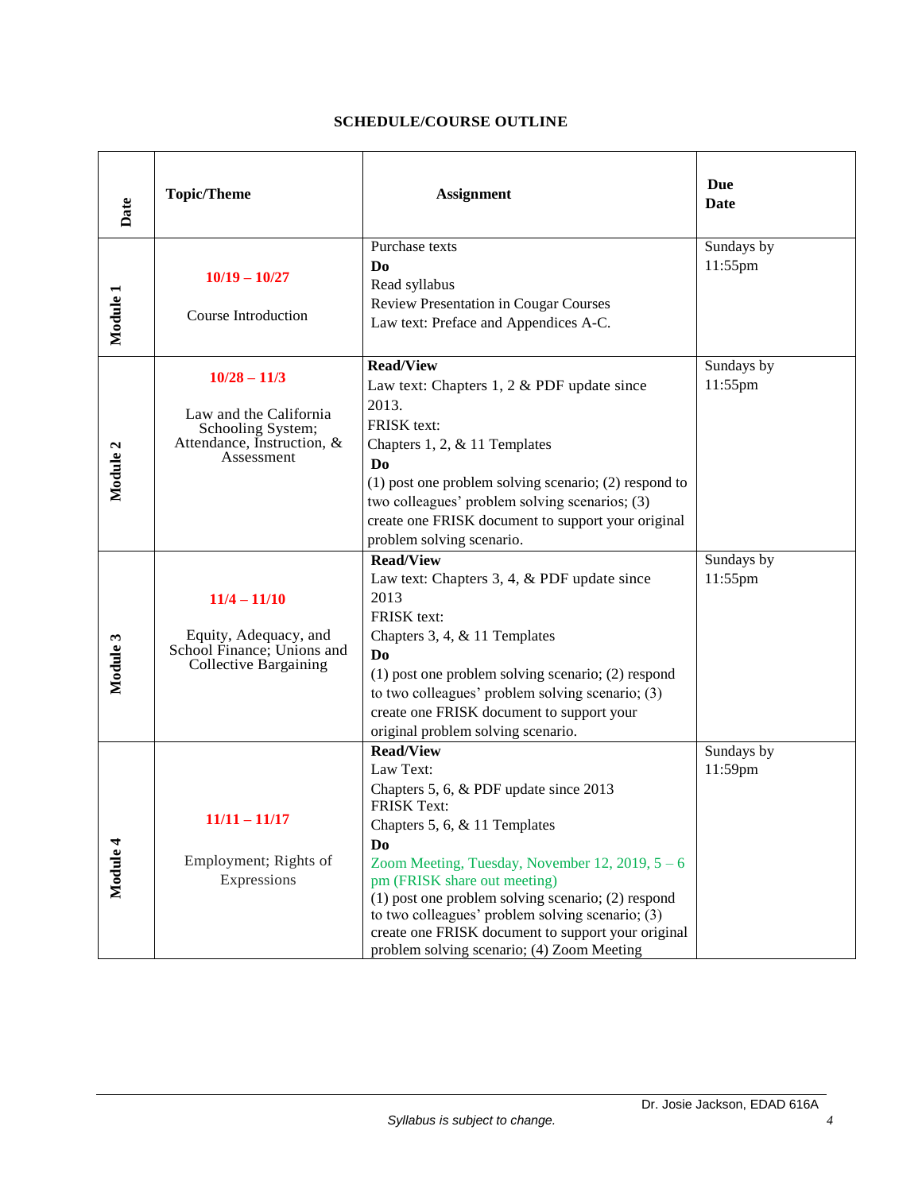**SCHEDULE/COURSE OUTLINE**

| Date | Topic/Theme | Assignment | Due Date |
|---|---|---|---|
| Module 1 | 10/19 – 10/27<br><br>Course Introduction | Purchase texts<br>**Do**<br>Read syllabus<br>Review Presentation in Cougar Courses<br>Law text: Preface and Appendices A-C. | Sundays by 11:55pm |
| Module 2 | 10/28 – 11/3<br><br>Law and the California Schooling System; Attendance, Instruction, & Assessment | **Read/View**<br>Law text: Chapters 1, 2 & PDF update since 2013.<br>FRISK text:<br>Chapters 1, 2, & 11 Templates<br>**Do**<br>(1) post one problem solving scenario; (2) respond to two colleagues' problem solving scenarios; (3) create one FRISK document to support your original problem solving scenario. | Sundays by 11:55pm |
| Module 3 | 11/4 – 11/10<br><br>Equity, Adequacy, and School Finance; Unions and Collective Bargaining | **Read/View**<br>Law text: Chapters 3, 4, & PDF update since 2013<br>FRISK text:<br>Chapters 3, 4, & 11 Templates<br>**Do**<br>(1) post one problem solving scenario; (2) respond to two colleagues' problem solving scenario; (3) create one FRISK document to support your original problem solving scenario. | Sundays by 11:55pm |
| Module 4 | 11/11 – 11/17<br><br>Employment; Rights of Expressions | **Read/View**<br>Law Text:<br>Chapters 5, 6, & PDF update since 2013<br>FRISK Text:<br>Chapters 5, 6, & 11 Templates<br>**Do**<br>Zoom Meeting, Tuesday, November 12, 2019, 5 – 6 pm (FRISK share out meeting)<br>(1) post one problem solving scenario; (2) respond to two colleagues' problem solving scenario; (3) create one FRISK document to support your original problem solving scenario; (4) Zoom Meeting | Sundays by 11:59pm |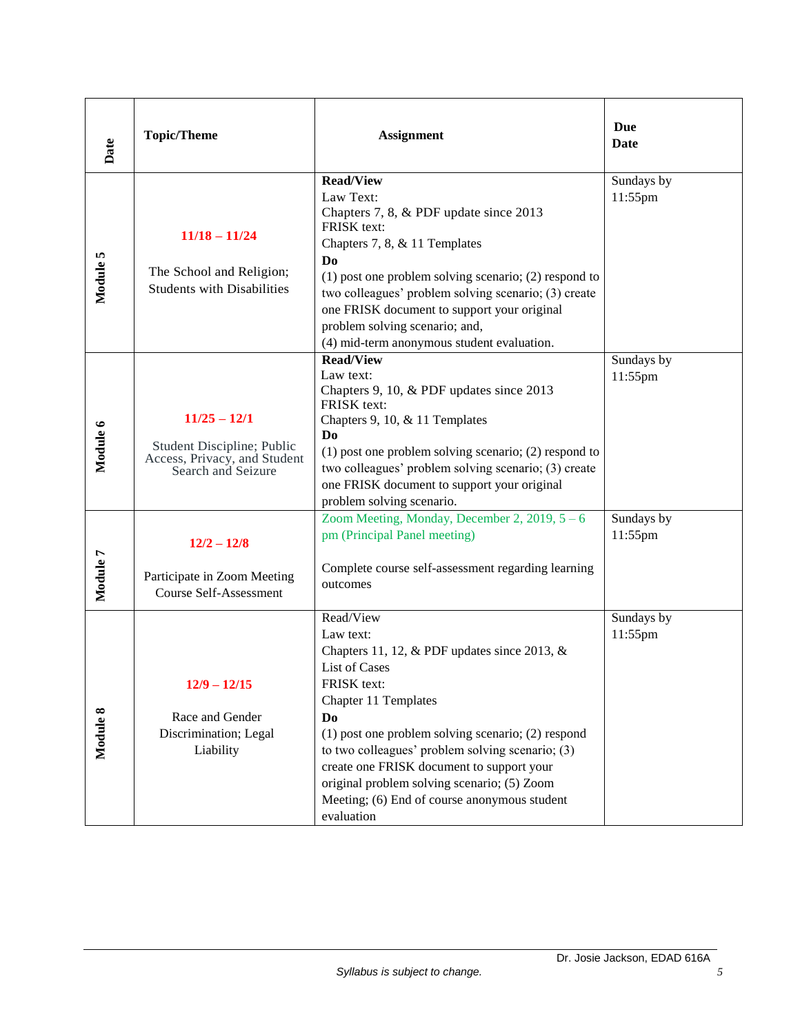| Date | Topic/Theme | Assignment | Due Date |
|---|---|---|---|
| Module 5 | **11/18 – 11/24**<br><br>The School and Religion; Students with Disabilities | **Read/View**<br>Law Text:<br>Chapters 7, 8, & PDF update since 2013<br>FRISK text:<br>Chapters 7, 8, & 11 Templates<br>**Do**<br>(1) post one problem solving scenario; (2) respond to two colleagues' problem solving scenario; (3) create one FRISK document to support your original problem solving scenario; and,<br>(4) mid-term anonymous student evaluation. | Sundays by 11:55pm |
| Module 6 | **11/25 – 12/1**<br><br>Student Discipline; Public Access, Privacy, and Student Search and Seizure | **Read/View**<br>Law text:<br>Chapters 9, 10, & PDF updates since 2013<br>FRISK text:<br>Chapters 9, 10, & 11 Templates<br>**Do**<br>(1) post one problem solving scenario; (2) respond to two colleagues' problem solving scenario; (3) create one FRISK document to support your original problem solving scenario. | Sundays by 11:55pm |
| Module 7 | **12/2 – 12/8**<br><br>Participate in Zoom Meeting Course Self-Assessment | Zoom Meeting, Monday, December 2, 2019, 5 – 6 pm (Principal Panel meeting)<br><br>Complete course self-assessment regarding learning outcomes | Sundays by 11:55pm |
| Module 8 | **12/9 – 12/15**<br><br>Race and Gender Discrimination; Legal Liability | Read/View<br>Law text:<br>Chapters 11, 12, & PDF updates since 2013, & List of Cases<br>FRISK text:<br>Chapter 11 Templates<br>**Do**<br>(1) post one problem solving scenario; (2) respond to two colleagues' problem solving scenario; (3) create one FRISK document to support your original problem solving scenario; (5) Zoom Meeting; (6) End of course anonymous student evaluation | Sundays by 11:55pm |

*Syllabus is subject to change.*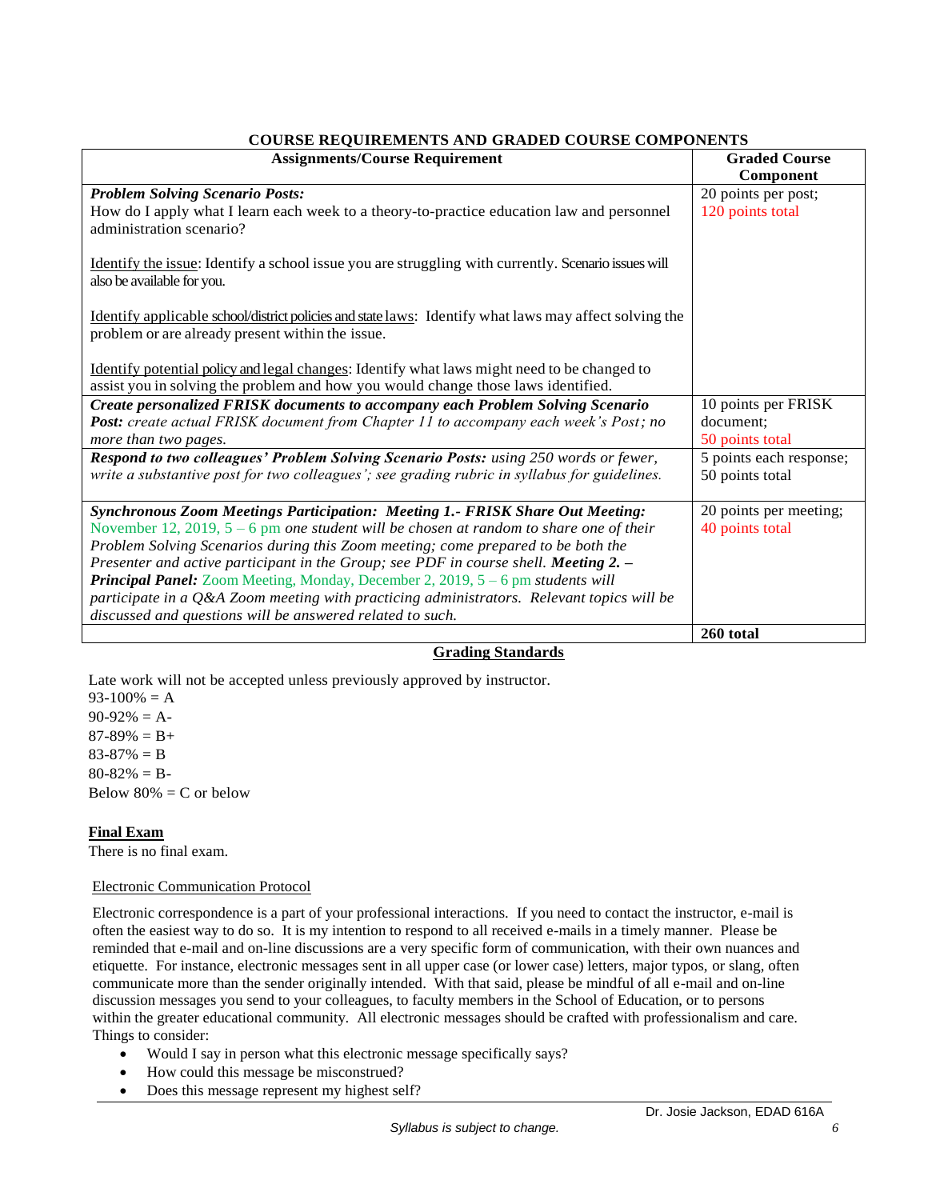## COURSE REQUIREMENTS AND GRADED COURSE COMPONENTS

| Assignments/Course Requirement | Graded Course Component |
|---|---|
| ***Problem Solving Scenario Posts:*** How do I apply what I learn each week to a theory-to-practice education law and personnel administration scenario?<br><br>Identify the issue: Identify a school issue you are struggling with currently. Scenario issues will also be available for you.<br><br>Identify applicable school/district policies and state laws: Identify what laws may affect solving the problem or are already present within the issue.<br><br>Identify potential policy and legal changes: Identify what laws might need to be changed to assist you in solving the problem and how you would change those laws identified. | 20 points per post; 120 points total |
| ***Create personalized FRISK documents to accompany each Problem Solving Scenario Post:*** *create actual FRISK document from Chapter 11 to accompany each week's Post; no more than two pages.* | 10 points per FRISK document; 50 points total |
| ***Respond to two colleagues' Problem Solving Scenario Posts:*** *using 250 words or fewer, write a substantive post for two colleagues'; see grading rubric in syllabus for guidelines.* | 5 points each response; 50 points total |
| ***Synchronous Zoom Meetings Participation: Meeting 1.- FRISK Share Out Meeting:*** November 12, 2019, 5 – 6 pm *one student will be chosen at random to share one of their Problem Solving Scenarios during this Zoom meeting; come prepared to be both the Presenter and active participant in the Group; see PDF in course shell.* ***Meeting 2. – Principal Panel:*** Zoom Meeting, Monday, December 2, 2019, 5 – 6 pm *students will participate in a Q&A Zoom meeting with practicing administrators. Relevant topics will be discussed and questions will be answered related to such.* | 20 points per meeting; 40 points total |
| | **260 total** |

### Grading Standards

Late work will not be accepted unless previously approved by instructor.
93-100% = A
90-92% = A-
87-89% = B+
83-87% = B
80-82% = B-
Below 80% = C or below

### Final Exam

There is no final exam.

### Electronic Communication Protocol

Electronic correspondence is a part of your professional interactions. If you need to contact the instructor, e-mail is often the easiest way to do so. It is my intention to respond to all received e-mails in a timely manner. Please be reminded that e-mail and on-line discussions are a very specific form of communication, with their own nuances and etiquette. For instance, electronic messages sent in all upper case (or lower case) letters, major typos, or slang, often communicate more than the sender originally intended. With that said, please be mindful of all e-mail and on-line discussion messages you send to your colleagues, to faculty members in the School of Education, or to persons within the greater educational community. All electronic messages should be crafted with professionalism and care. Things to consider:

- Would I say in person what this electronic message specifically says?
- How could this message be misconstrued?
- Does this message represent my highest self?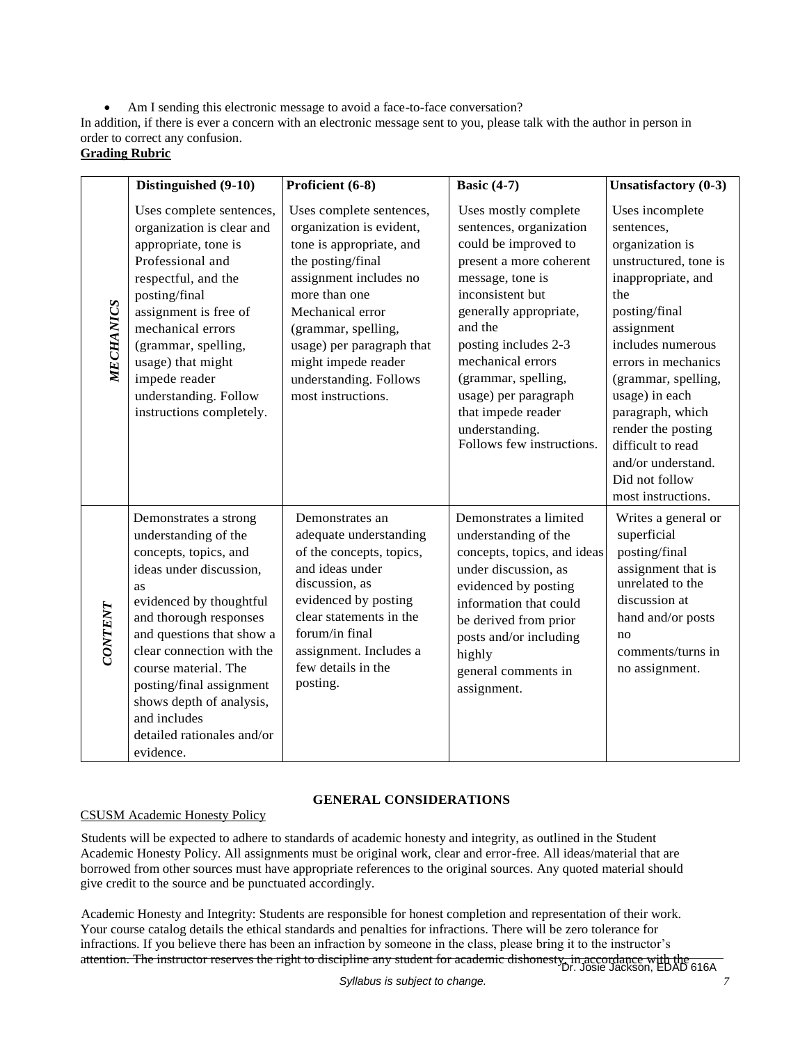- Am I sending this electronic message to avoid a face-to-face conversation?

In addition, if there is ever a concern with an electronic message sent to you, please talk with the author in person in order to correct any confusion.

**Grading Rubric**

| | Distinguished (9-10) | Proficient (6-8) | Basic (4-7) | Unsatisfactory (0-3) |
|---|---|---|---|---|
| *MECHANICS* | Uses complete sentences, organization is clear and appropriate, tone is Professional and respectful, and the posting/final assignment is free of mechanical errors (grammar, spelling, usage) that might impede reader understanding. Follow instructions completely. | Uses complete sentences, organization is evident, tone is appropriate, and the posting/final assignment includes no more than one Mechanical error (grammar, spelling, usage) per paragraph that might impede reader understanding. Follows most instructions. | Uses mostly complete sentences, organization could be improved to present a more coherent message, tone is inconsistent but generally appropriate, and the posting includes 2-3 mechanical errors (grammar, spelling, usage) per paragraph that impede reader understanding. Follows few instructions. | Uses incomplete sentences, organization is unstructured, tone is inappropriate, and the posting/final assignment includes numerous errors in mechanics (grammar, spelling, usage) in each paragraph, which render the posting difficult to read and/or understand. Did not follow most instructions. |
| *CONTENT* | Demonstrates a strong understanding of the concepts, topics, and ideas under discussion, as evidenced by thoughtful and thorough responses and questions that show a clear connection with the course material. The posting/final assignment shows depth of analysis, and includes detailed rationales and/or evidence. | Demonstrates an adequate understanding of the concepts, topics, and ideas under discussion, as evidenced by posting clear statements in the forum/in final assignment. Includes a few details in the posting. | Demonstrates a limited understanding of the concepts, topics, and ideas under discussion, as evidenced by posting information that could be derived from prior posts and/or including highly general comments in assignment. | Writes a general or superficial posting/final assignment that is unrelated to the discussion at hand and/or posts no comments/turns in no assignment. |

## GENERAL CONSIDERATIONS

CSUSM Academic Honesty Policy

Students will be expected to adhere to standards of academic honesty and integrity, as outlined in the Student Academic Honesty Policy. All assignments must be original work, clear and error-free. All ideas/material that are borrowed from other sources must have appropriate references to the original sources. Any quoted material should give credit to the source and be punctuated accordingly.

Academic Honesty and Integrity: Students are responsible for honest completion and representation of their work. Your course catalog details the ethical standards and penalties for infractions. There will be zero tolerance for infractions. If you believe there has been an infraction by someone in the class, please bring it to the instructor's attention. The instructor reserves the right to discipline any student for academic dishonesty, in accordance with the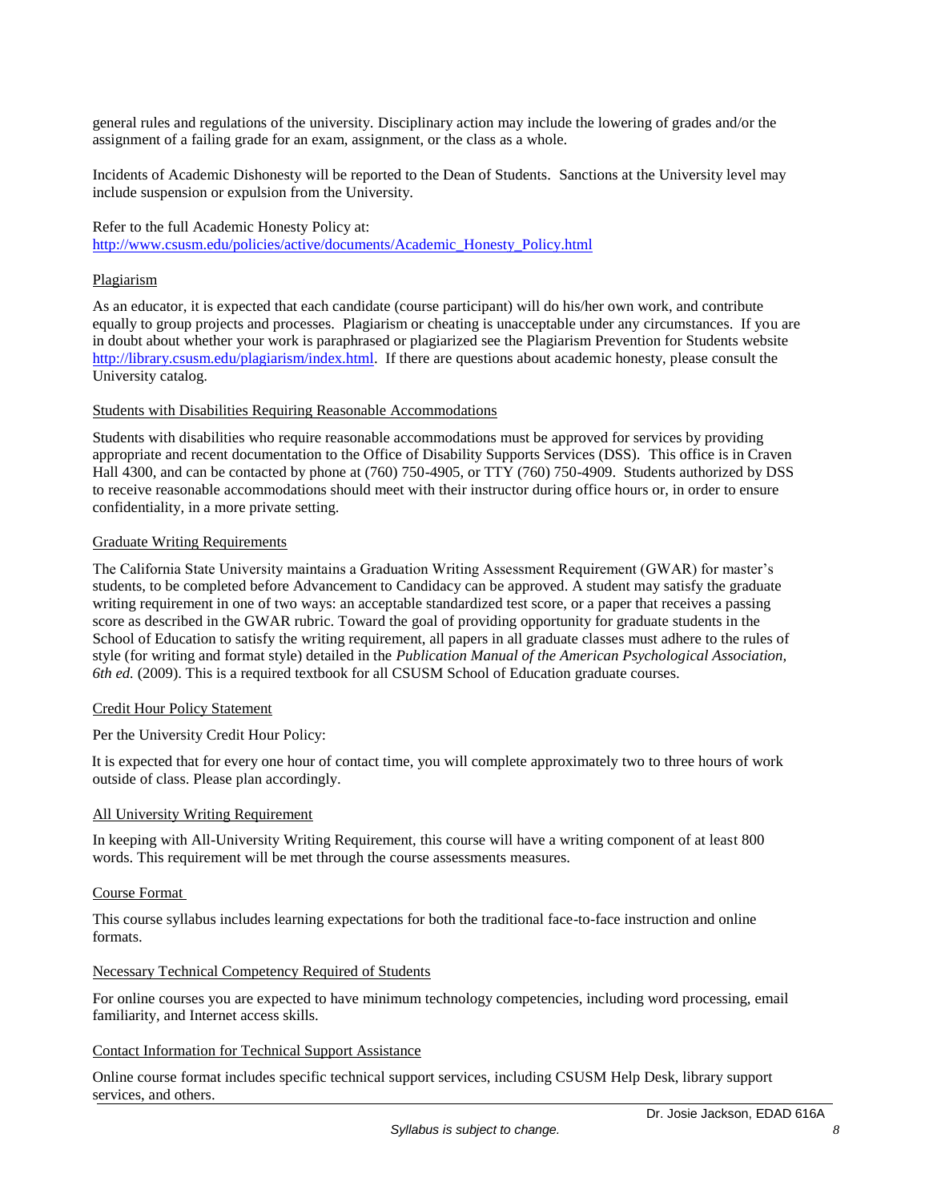general rules and regulations of the university. Disciplinary action may include the lowering of grades and/or the assignment of a failing grade for an exam, assignment, or the class as a whole.

Incidents of Academic Dishonesty will be reported to the Dean of Students. Sanctions at the University level may include suspension or expulsion from the University.

Refer to the full Academic Honesty Policy at:
http://www.csusm.edu/policies/active/documents/Academic_Honesty_Policy.html

### Plagiarism

As an educator, it is expected that each candidate (course participant) will do his/her own work, and contribute equally to group projects and processes. Plagiarism or cheating is unacceptable under any circumstances. If you are in doubt about whether your work is paraphrased or plagiarized see the Plagiarism Prevention for Students website http://library.csusm.edu/plagiarism/index.html. If there are questions about academic honesty, please consult the University catalog.

### Students with Disabilities Requiring Reasonable Accommodations

Students with disabilities who require reasonable accommodations must be approved for services by providing appropriate and recent documentation to the Office of Disability Supports Services (DSS). This office is in Craven Hall 4300, and can be contacted by phone at (760) 750-4905, or TTY (760) 750-4909. Students authorized by DSS to receive reasonable accommodations should meet with their instructor during office hours or, in order to ensure confidentiality, in a more private setting.

### Graduate Writing Requirements

The California State University maintains a Graduation Writing Assessment Requirement (GWAR) for master's students, to be completed before Advancement to Candidacy can be approved. A student may satisfy the graduate writing requirement in one of two ways: an acceptable standardized test score, or a paper that receives a passing score as described in the GWAR rubric. Toward the goal of providing opportunity for graduate students in the School of Education to satisfy the writing requirement, all papers in all graduate classes must adhere to the rules of style (for writing and format style) detailed in the *Publication Manual of the American Psychological Association, 6th ed.* (2009). This is a required textbook for all CSUSM School of Education graduate courses.

### Credit Hour Policy Statement

Per the University Credit Hour Policy:

It is expected that for every one hour of contact time, you will complete approximately two to three hours of work outside of class. Please plan accordingly.

### All University Writing Requirement

In keeping with All-University Writing Requirement, this course will have a writing component of at least 800 words. This requirement will be met through the course assessments measures.

### Course Format

This course syllabus includes learning expectations for both the traditional face-to-face instruction and online formats.

### Necessary Technical Competency Required of Students

For online courses you are expected to have minimum technology competencies, including word processing, email familiarity, and Internet access skills.

### Contact Information for Technical Support Assistance

Online course format includes specific technical support services, including CSUSM Help Desk, library support services, and others.